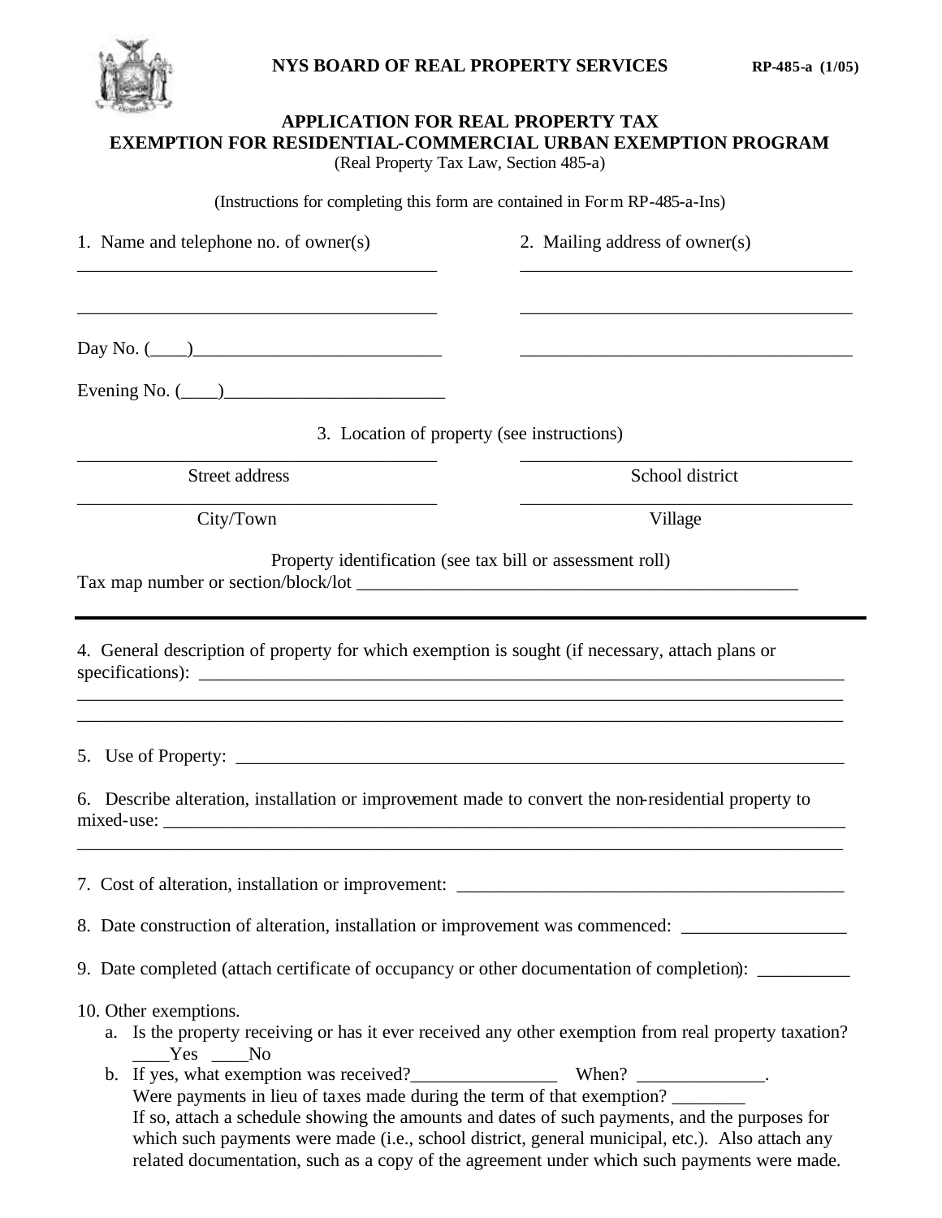**NYS BOARD OF REAL PROPERTY SERVICES** **RP-485-a (1/05)**

# APPLICATION FOR REAL PROPERTY TAX EXEMPTION FOR RESIDENTIAL-COMMERCIAL URBAN EXEMPTION PROGRAM

(Real Property Tax Law, Section 485-a)

(Instructions for completing this form are contained in Form RP-485-a-Ins)

1. Name and telephone no. of owner(s)

_______________________________________

_______________________________________

Day No. (____)___________________________

Evening No. (____)_______________________

2. Mailing address of owner(s)

_______________________________________

_______________________________________

_______________________________________

3. Location of property (see instructions)

_______________________________________
Street address

_______________________________________
School district

_______________________________________
City/Town

_______________________________________
Village

Property identification (see tax bill or assessment roll)

Tax map number or section/block/lot _________________________________________________

---

4. General description of property for which exemption is sought (if necessary, attach plans or specifications): ___________________________________________________________________________

___________________________________________________________________________________

___________________________________________________________________________________

5. Use of Property: ______________________________________________________________________

6. Describe alteration, installation or improvement made to convert the non-residential property to mixed-use: ______________________________________________________________________________

___________________________________________________________________________________

7. Cost of alteration, installation or improvement: ___________________________________________

8. Date construction of alteration, installation or improvement was commenced: _________________

9. Date completed (attach certificate of occupancy or other documentation of completion): __________

10. Other exemptions.

   a. Is the property receiving or has it ever received any other exemption from real property taxation? ____Yes ____No

   b. If yes, what exemption was received?________________ When? ______________.
   Were payments in lieu of taxes made during the term of that exemption? ________
   If so, attach a schedule showing the amounts and dates of such payments, and the purposes for which such payments were made (i.e., school district, general municipal, etc.). Also attach any related documentation, such as a copy of the agreement under which such payments were made.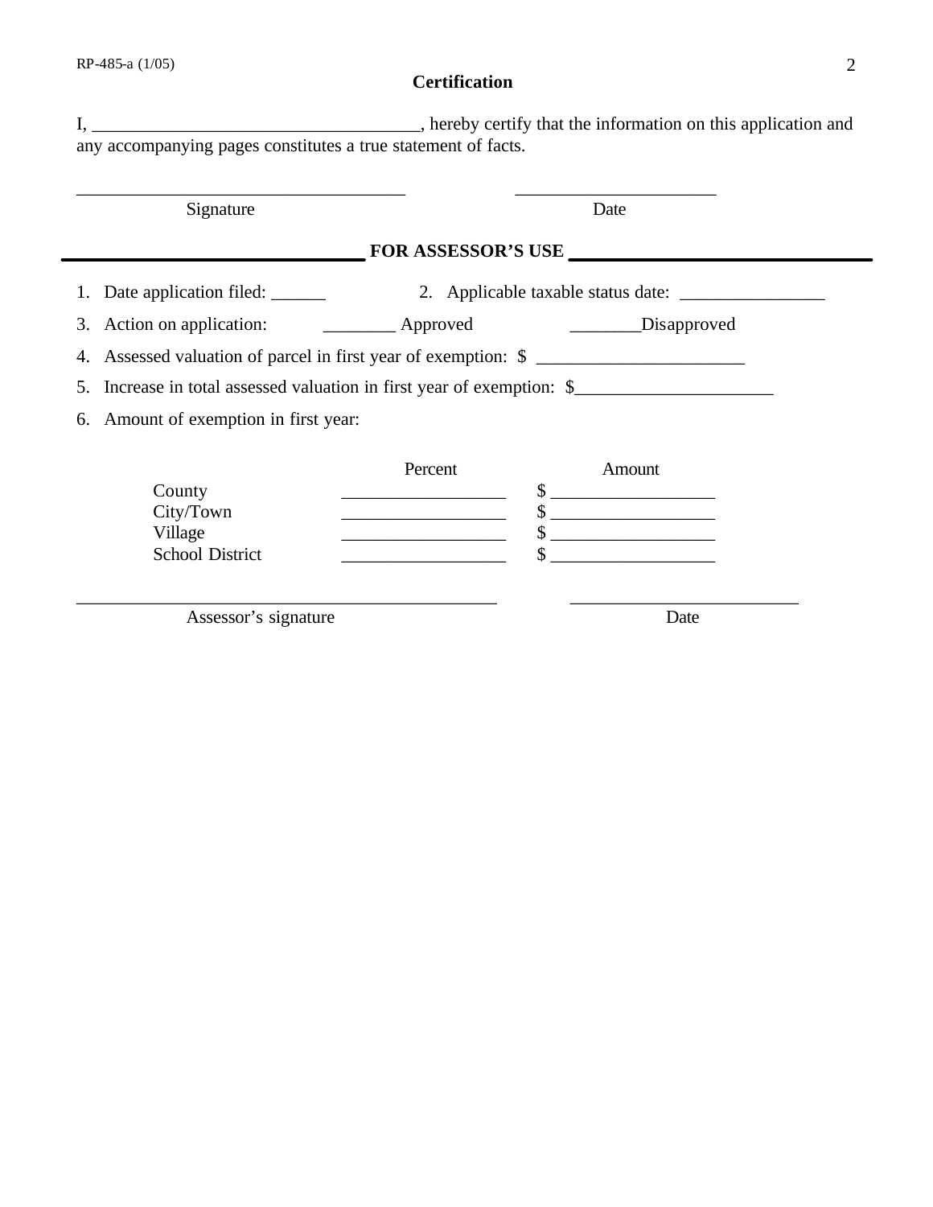## Certification

I, ___________________________________, hereby certify that the information on this application and any accompanying pages constitutes a true statement of facts.

___________________________________ Signature

______________________ Date

**FOR ASSESSOR'S USE**

1. Date application filed: ______
2. Applicable taxable status date: ________________
3. Action on application: ________ Approved ________Disapproved
4. Assessed valuation of parcel in first year of exemption: $ ______________________
5. Increase in total assessed valuation in first year of exemption: $_____________________
6. Amount of exemption in first year:

| | Percent | Amount |
|---|---|---|
| County | __________________ | $ __________________ |
| City/Town | __________________ | $ __________________ |
| Village | __________________ | $ __________________ |
| School District | __________________ | $ __________________ |

_______________________________________________ Assessor's signature

_________________________ Date